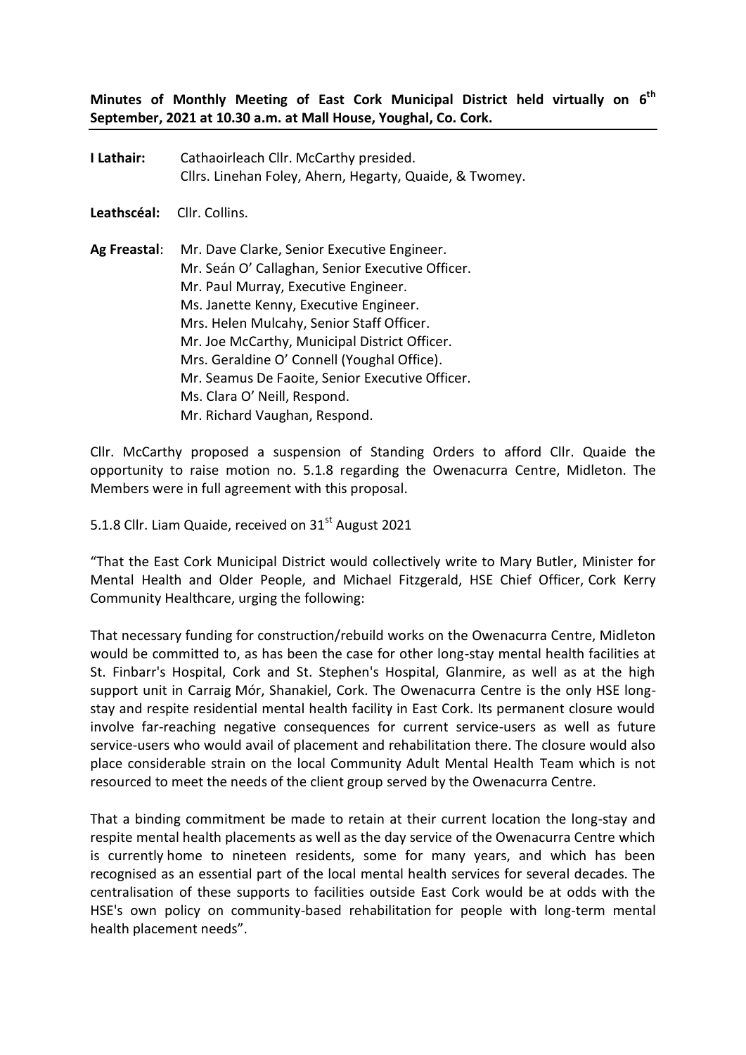**Minutes of Monthly Meeting of East Cork Municipal District held virtually on 6th September, 2021 at 10.30 a.m. at Mall House, Youghal, Co. Cork.**

**I Lathair:** Cathaoirleach Cllr. McCarthy presided.
Cllrs. Linehan Foley, Ahern, Hegarty, Quaide, & Twomey.

**Leathscéal:** Cllr. Collins.

**Ag Freastal**: Mr. Dave Clarke, Senior Executive Engineer.
Mr. Seán O' Callaghan, Senior Executive Officer.
Mr. Paul Murray, Executive Engineer.
Ms. Janette Kenny, Executive Engineer.
Mrs. Helen Mulcahy, Senior Staff Officer.
Mr. Joe McCarthy, Municipal District Officer.
Mrs. Geraldine O' Connell (Youghal Office).
Mr. Seamus De Faoite, Senior Executive Officer.
Ms. Clara O' Neill, Respond.
Mr. Richard Vaughan, Respond.

Cllr. McCarthy proposed a suspension of Standing Orders to afford Cllr. Quaide the opportunity to raise motion no. 5.1.8 regarding the Owenacurra Centre, Midleton. The Members were in full agreement with this proposal.

5.1.8 Cllr. Liam Quaide, received on 31st August 2021

"That the East Cork Municipal District would collectively write to Mary Butler, Minister for Mental Health and Older People, and Michael Fitzgerald, HSE Chief Officer, Cork Kerry Community Healthcare, urging the following:

That necessary funding for construction/rebuild works on the Owenacurra Centre, Midleton would be committed to, as has been the case for other long-stay mental health facilities at St. Finbarr's Hospital, Cork and St. Stephen's Hospital, Glanmire, as well as at the high support unit in Carraig Mór, Shanakiel, Cork. The Owenacurra Centre is the only HSE long-stay and respite residential mental health facility in East Cork. Its permanent closure would involve far-reaching negative consequences for current service-users as well as future service-users who would avail of placement and rehabilitation there. The closure would also place considerable strain on the local Community Adult Mental Health Team which is not resourced to meet the needs of the client group served by the Owenacurra Centre.

That a binding commitment be made to retain at their current location the long-stay and respite mental health placements as well as the day service of the Owenacurra Centre which is currently home to nineteen residents, some for many years, and which has been recognised as an essential part of the local mental health services for several decades. The centralisation of these supports to facilities outside East Cork would be at odds with the HSE's own policy on community-based rehabilitation for people with long-term mental health placement needs".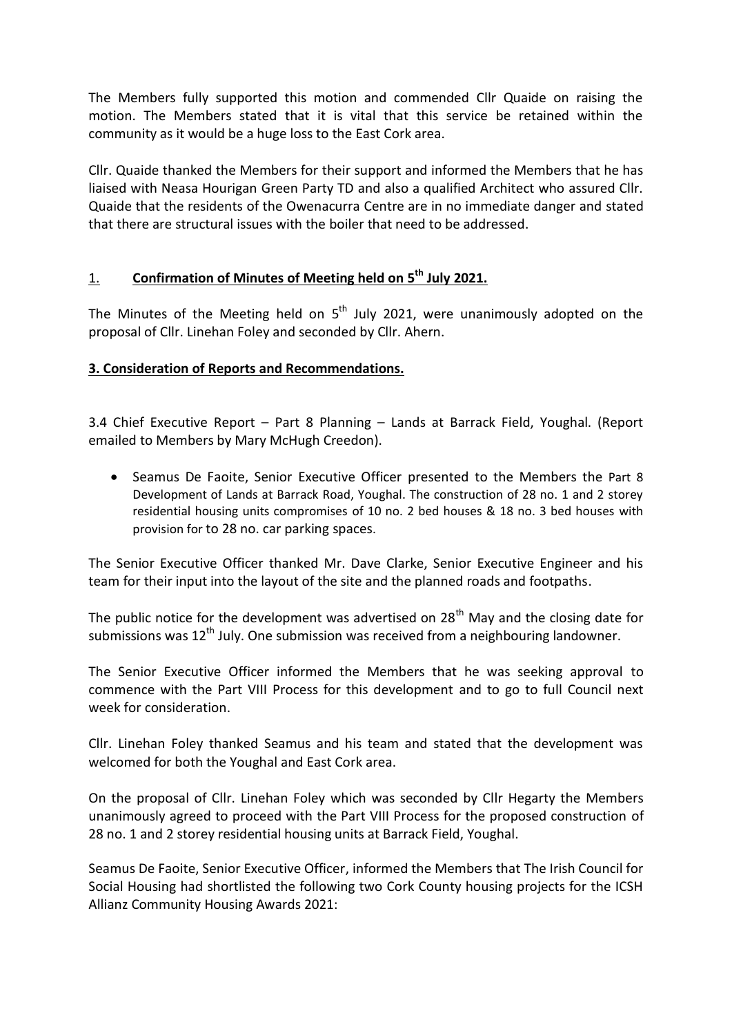The Members fully supported this motion and commended Cllr Quaide on raising the motion. The Members stated that it is vital that this service be retained within the community as it would be a huge loss to the East Cork area.

Cllr. Quaide thanked the Members for their support and informed the Members that he has liaised with Neasa Hourigan Green Party TD and also a qualified Architect who assured Cllr. Quaide that the residents of the Owenacurra Centre are in no immediate danger and stated that there are structural issues with the boiler that need to be addressed.

## 1. **Confirmation of Minutes of Meeting held on 5th July 2021.**

The Minutes of the Meeting held on 5th July 2021, were unanimously adopted on the proposal of Cllr. Linehan Foley and seconded by Cllr. Ahern.

## **3. Consideration of Reports and Recommendations.**

3.4 Chief Executive Report – Part 8 Planning – Lands at Barrack Field, Youghal. (Report emailed to Members by Mary McHugh Creedon).

- Seamus De Faoite, Senior Executive Officer presented to the Members the Part 8 Development of Lands at Barrack Road, Youghal. The construction of 28 no. 1 and 2 storey residential housing units compromises of 10 no. 2 bed houses & 18 no. 3 bed houses with provision for to 28 no. car parking spaces.

The Senior Executive Officer thanked Mr. Dave Clarke, Senior Executive Engineer and his team for their input into the layout of the site and the planned roads and footpaths.

The public notice for the development was advertised on 28th May and the closing date for submissions was 12th July. One submission was received from a neighbouring landowner.

The Senior Executive Officer informed the Members that he was seeking approval to commence with the Part VIII Process for this development and to go to full Council next week for consideration.

Cllr. Linehan Foley thanked Seamus and his team and stated that the development was welcomed for both the Youghal and East Cork area.

On the proposal of Cllr. Linehan Foley which was seconded by Cllr Hegarty the Members unanimously agreed to proceed with the Part VIII Process for the proposed construction of 28 no. 1 and 2 storey residential housing units at Barrack Field, Youghal.

Seamus De Faoite, Senior Executive Officer, informed the Members that The Irish Council for Social Housing had shortlisted the following two Cork County housing projects for the ICSH Allianz Community Housing Awards 2021: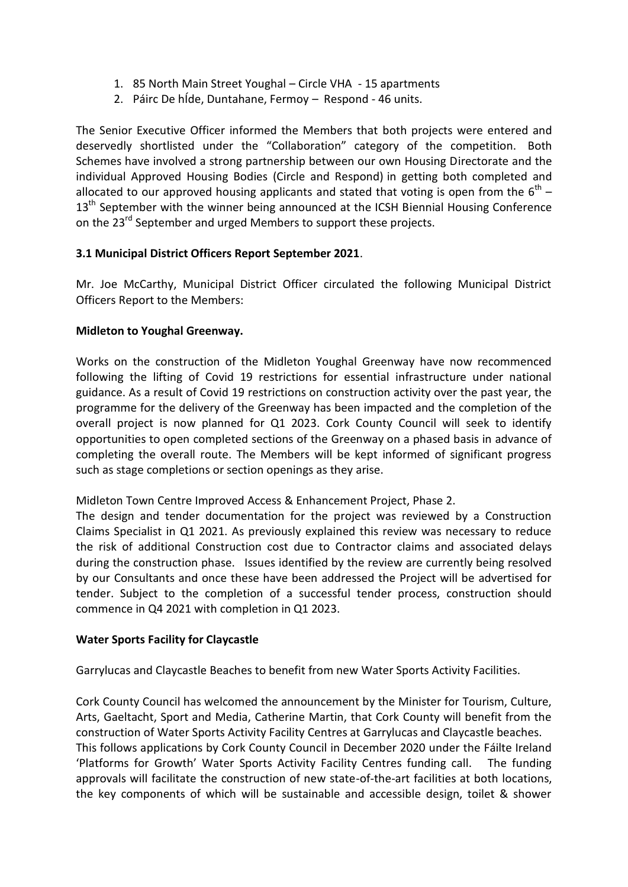1. 85 North Main Street Youghal – Circle VHA - 15 apartments
2. Páirc De hÍde, Duntahane, Fermoy – Respond - 46 units.

The Senior Executive Officer informed the Members that both projects were entered and deservedly shortlisted under the "Collaboration" category of the competition. Both Schemes have involved a strong partnership between our own Housing Directorate and the individual Approved Housing Bodies (Circle and Respond) in getting both completed and allocated to our approved housing applicants and stated that voting is open from the 6th – 13th September with the winner being announced at the ICSH Biennial Housing Conference on the 23rd September and urged Members to support these projects.

**3.1 Municipal District Officers Report September 2021**.

Mr. Joe McCarthy, Municipal District Officer circulated the following Municipal District Officers Report to the Members:

**Midleton to Youghal Greenway.**

Works on the construction of the Midleton Youghal Greenway have now recommenced following the lifting of Covid 19 restrictions for essential infrastructure under national guidance. As a result of Covid 19 restrictions on construction activity over the past year, the programme for the delivery of the Greenway has been impacted and the completion of the overall project is now planned for Q1 2023. Cork County Council will seek to identify opportunities to open completed sections of the Greenway on a phased basis in advance of completing the overall route. The Members will be kept informed of significant progress such as stage completions or section openings as they arise.

Midleton Town Centre Improved Access & Enhancement Project, Phase 2.
The design and tender documentation for the project was reviewed by a Construction Claims Specialist in Q1 2021. As previously explained this review was necessary to reduce the risk of additional Construction cost due to Contractor claims and associated delays during the construction phase. Issues identified by the review are currently being resolved by our Consultants and once these have been addressed the Project will be advertised for tender. Subject to the completion of a successful tender process, construction should commence in Q4 2021 with completion in Q1 2023.

**Water Sports Facility for Claycastle**

Garrylucas and Claycastle Beaches to benefit from new Water Sports Activity Facilities.

Cork County Council has welcomed the announcement by the Minister for Tourism, Culture, Arts, Gaeltacht, Sport and Media, Catherine Martin, that Cork County will benefit from the construction of Water Sports Activity Facility Centres at Garrylucas and Claycastle beaches. This follows applications by Cork County Council in December 2020 under the Fáilte Ireland 'Platforms for Growth' Water Sports Activity Facility Centres funding call. The funding approvals will facilitate the construction of new state-of-the-art facilities at both locations, the key components of which will be sustainable and accessible design, toilet & shower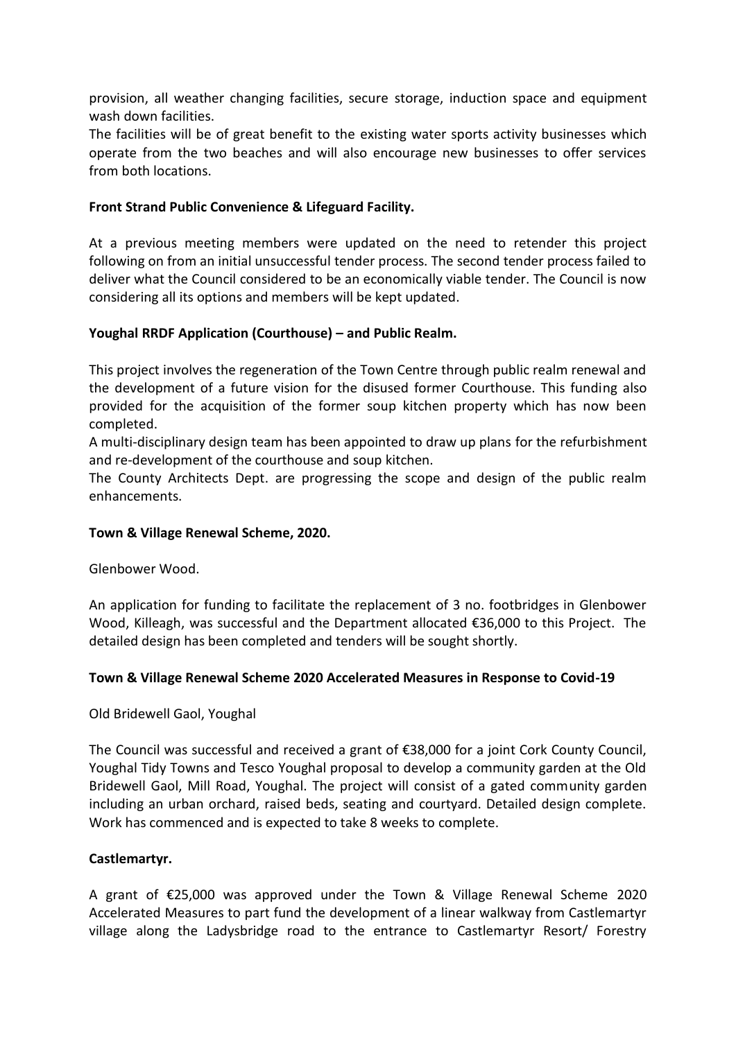provision, all weather changing facilities, secure storage, induction space and equipment wash down facilities.

The facilities will be of great benefit to the existing water sports activity businesses which operate from the two beaches and will also encourage new businesses to offer services from both locations.

**Front Strand Public Convenience & Lifeguard Facility.**

At a previous meeting members were updated on the need to retender this project following on from an initial unsuccessful tender process. The second tender process failed to deliver what the Council considered to be an economically viable tender. The Council is now considering all its options and members will be kept updated.

**Youghal RRDF Application (Courthouse) – and Public Realm.**

This project involves the regeneration of the Town Centre through public realm renewal and the development of a future vision for the disused former Courthouse. This funding also provided for the acquisition of the former soup kitchen property which has now been completed.

A multi-disciplinary design team has been appointed to draw up plans for the refurbishment and re-development of the courthouse and soup kitchen.

The County Architects Dept. are progressing the scope and design of the public realm enhancements.

**Town & Village Renewal Scheme, 2020.**

Glenbower Wood.

An application for funding to facilitate the replacement of 3 no. footbridges in Glenbower Wood, Killeagh, was successful and the Department allocated €36,000 to this Project. The detailed design has been completed and tenders will be sought shortly.

**Town & Village Renewal Scheme 2020 Accelerated Measures in Response to Covid-19**

Old Bridewell Gaol, Youghal

The Council was successful and received a grant of €38,000 for a joint Cork County Council, Youghal Tidy Towns and Tesco Youghal proposal to develop a community garden at the Old Bridewell Gaol, Mill Road, Youghal. The project will consist of a gated community garden including an urban orchard, raised beds, seating and courtyard. Detailed design complete. Work has commenced and is expected to take 8 weeks to complete.

**Castlemartyr.**

A grant of €25,000 was approved under the Town & Village Renewal Scheme 2020 Accelerated Measures to part fund the development of a linear walkway from Castlemartyr village along the Ladysbridge road to the entrance to Castlemartyr Resort/ Forestry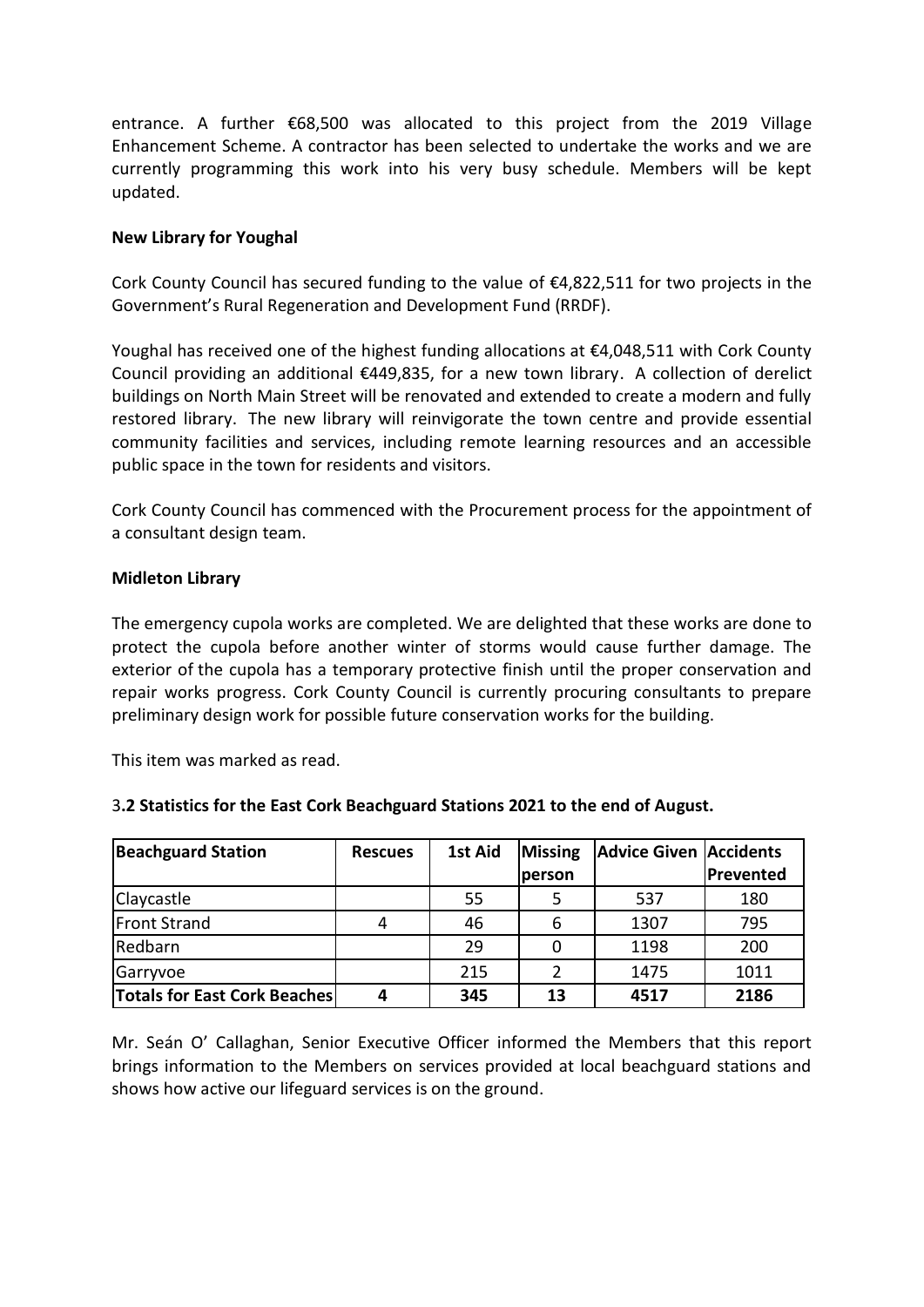entrance. A further €68,500 was allocated to this project from the 2019 Village Enhancement Scheme. A contractor has been selected to undertake the works and we are currently programming this work into his very busy schedule. Members will be kept updated.

**New Library for Youghal**

Cork County Council has secured funding to the value of €4,822,511 for two projects in the Government's Rural Regeneration and Development Fund (RRDF).

Youghal has received one of the highest funding allocations at €4,048,511 with Cork County Council providing an additional €449,835, for a new town library. A collection of derelict buildings on North Main Street will be renovated and extended to create a modern and fully restored library. The new library will reinvigorate the town centre and provide essential community facilities and services, including remote learning resources and an accessible public space in the town for residents and visitors.

Cork County Council has commenced with the Procurement process for the appointment of a consultant design team.

**Midleton Library**

The emergency cupola works are completed. We are delighted that these works are done to protect the cupola before another winter of storms would cause further damage. The exterior of the cupola has a temporary protective finish until the proper conservation and repair works progress. Cork County Council is currently procuring consultants to prepare preliminary design work for possible future conservation works for the building.

This item was marked as read.

### 3.2 Statistics for the East Cork Beachguard Stations 2021 to the end of August.

| Beachguard Station | Rescues | 1st Aid | Missing person | Advice Given | Accidents Prevented |
|---|---|---|---|---|---|
| Claycastle | | 55 | 5 | 537 | 180 |
| Front Strand | 4 | 46 | 6 | 1307 | 795 |
| Redbarn | | 29 | 0 | 1198 | 200 |
| Garryvoe | | 215 | 2 | 1475 | 1011 |
| **Totals for East Cork Beaches** | **4** | **345** | **13** | **4517** | **2186** |

Mr. Seán O' Callaghan, Senior Executive Officer informed the Members that this report brings information to the Members on services provided at local beachguard stations and shows how active our lifeguard services is on the ground.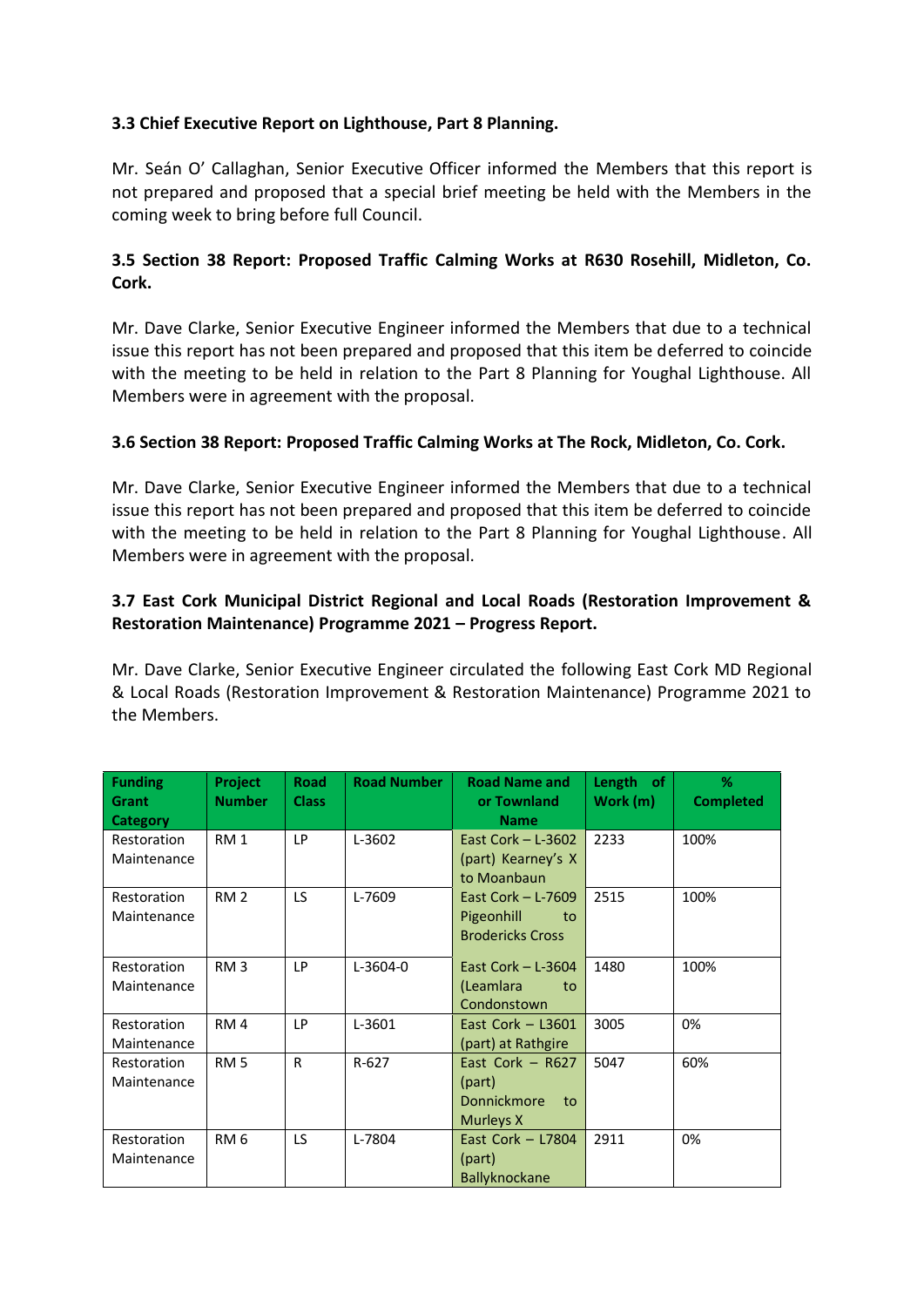**3.3 Chief Executive Report on Lighthouse, Part 8 Planning.**

Mr. Seán O' Callaghan, Senior Executive Officer informed the Members that this report is not prepared and proposed that a special brief meeting be held with the Members in the coming week to bring before full Council.

**3.5 Section 38 Report: Proposed Traffic Calming Works at R630 Rosehill, Midleton, Co. Cork.**

Mr. Dave Clarke, Senior Executive Engineer informed the Members that due to a technical issue this report has not been prepared and proposed that this item be deferred to coincide with the meeting to be held in relation to the Part 8 Planning for Youghal Lighthouse. All Members were in agreement with the proposal.

**3.6 Section 38 Report: Proposed Traffic Calming Works at The Rock, Midleton, Co. Cork.**

Mr. Dave Clarke, Senior Executive Engineer informed the Members that due to a technical issue this report has not been prepared and proposed that this item be deferred to coincide with the meeting to be held in relation to the Part 8 Planning for Youghal Lighthouse. All Members were in agreement with the proposal.

**3.7 East Cork Municipal District Regional and Local Roads (Restoration Improvement & Restoration Maintenance) Programme 2021 – Progress Report.**

Mr. Dave Clarke, Senior Executive Engineer circulated the following East Cork MD Regional & Local Roads (Restoration Improvement & Restoration Maintenance) Programme 2021 to the Members.

| Funding Grant Category | Project Number | Road Class | Road Number | Road Name and or Townland Name | Length of Work (m) | % Completed |
|---|---|---|---|---|---|---|
| Restoration Maintenance | RM 1 | LP | L-3602 | East Cork – L-3602 (part) Kearney's X to Moanbaun | 2233 | 100% |
| Restoration Maintenance | RM 2 | LS | L-7609 | East Cork – L-7609 Pigeonhill to Brodericks Cross | 2515 | 100% |
| Restoration Maintenance | RM 3 | LP | L-3604-0 | East Cork – L-3604 (Leamlara to Condonstown | 1480 | 100% |
| Restoration Maintenance | RM 4 | LP | L-3601 | East Cork – L3601 (part) at Rathgire | 3005 | 0% |
| Restoration Maintenance | RM 5 | R | R-627 | East Cork – R627 (part) Donnickmore to Murleys X | 5047 | 60% |
| Restoration Maintenance | RM 6 | LS | L-7804 | East Cork – L7804 (part) Ballyknockane | 2911 | 0% |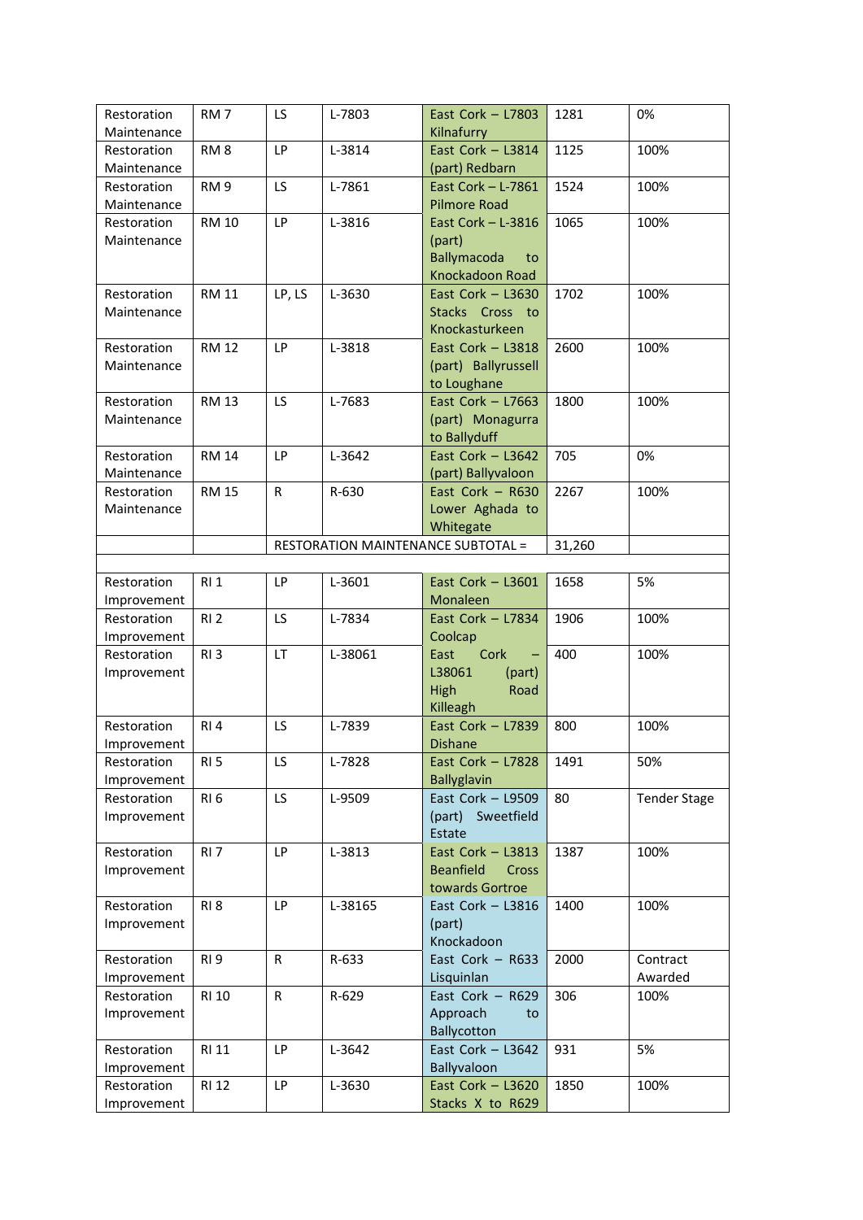| | | | | | | |
|---|---|---|---|---|---|---|
| Restoration Maintenance | RM 7 | LS | L-7803 | East Cork – L7803 Kilnafurry | 1281 | 0% |
| Restoration Maintenance | RM 8 | LP | L-3814 | East Cork – L3814 (part) Redbarn | 1125 | 100% |
| Restoration Maintenance | RM 9 | LS | L-7861 | East Cork – L-7861 Pilmore Road | 1524 | 100% |
| Restoration Maintenance | RM 10 | LP | L-3816 | East Cork – L-3816 (part) Ballymacoda to Knockadoon Road | 1065 | 100% |
| Restoration Maintenance | RM 11 | LP, LS | L-3630 | East Cork – L3630 Stacks Cross to Knockasturkeen | 1702 | 100% |
| Restoration Maintenance | RM 12 | LP | L-3818 | East Cork – L3818 (part) Ballyrussell to Loughane | 2600 | 100% |
| Restoration Maintenance | RM 13 | LS | L-7683 | East Cork – L7663 (part) Monagurra to Ballyduff | 1800 | 100% |
| Restoration Maintenance | RM 14 | LP | L-3642 | East Cork – L3642 (part) Ballyvaloon | 705 | 0% |
| Restoration Maintenance | RM 15 | R | R-630 | East Cork – R630 Lower Aghada to Whitegate | 2267 | 100% |
| | | RESTORATION MAINTENANCE SUBTOTAL = | | | 31,260 | |
| | | | | | | |
| Restoration Improvement | RI 1 | LP | L-3601 | East Cork – L3601 Monaleen | 1658 | 5% |
| Restoration Improvement | RI 2 | LS | L-7834 | East Cork – L7834 Coolcap | 1906 | 100% |
| Restoration Improvement | RI 3 | LT | L-38061 | East Cork – L38061 (part) High Road Killeagh | 400 | 100% |
| Restoration Improvement | RI 4 | LS | L-7839 | East Cork – L7839 Dishane | 800 | 100% |
| Restoration Improvement | RI 5 | LS | L-7828 | East Cork – L7828 Ballyglavin | 1491 | 50% |
| Restoration Improvement | RI 6 | LS | L-9509 | East Cork – L9509 (part) Sweetfield Estate | 80 | Tender Stage |
| Restoration Improvement | RI 7 | LP | L-3813 | East Cork – L3813 Beanfield Cross towards Gortroe | 1387 | 100% |
| Restoration Improvement | RI 8 | LP | L-38165 | East Cork – L3816 (part) Knockadoon | 1400 | 100% |
| Restoration Improvement | RI 9 | R | R-633 | East Cork – R633 Lisquinlan | 2000 | Contract Awarded |
| Restoration Improvement | RI 10 | R | R-629 | East Cork – R629 Approach to Ballycotton | 306 | 100% |
| Restoration Improvement | RI 11 | LP | L-3642 | East Cork – L3642 Ballyvaloon | 931 | 5% |
| Restoration Improvement | RI 12 | LP | L-3630 | East Cork – L3620 Stacks X to R629 | 1850 | 100% |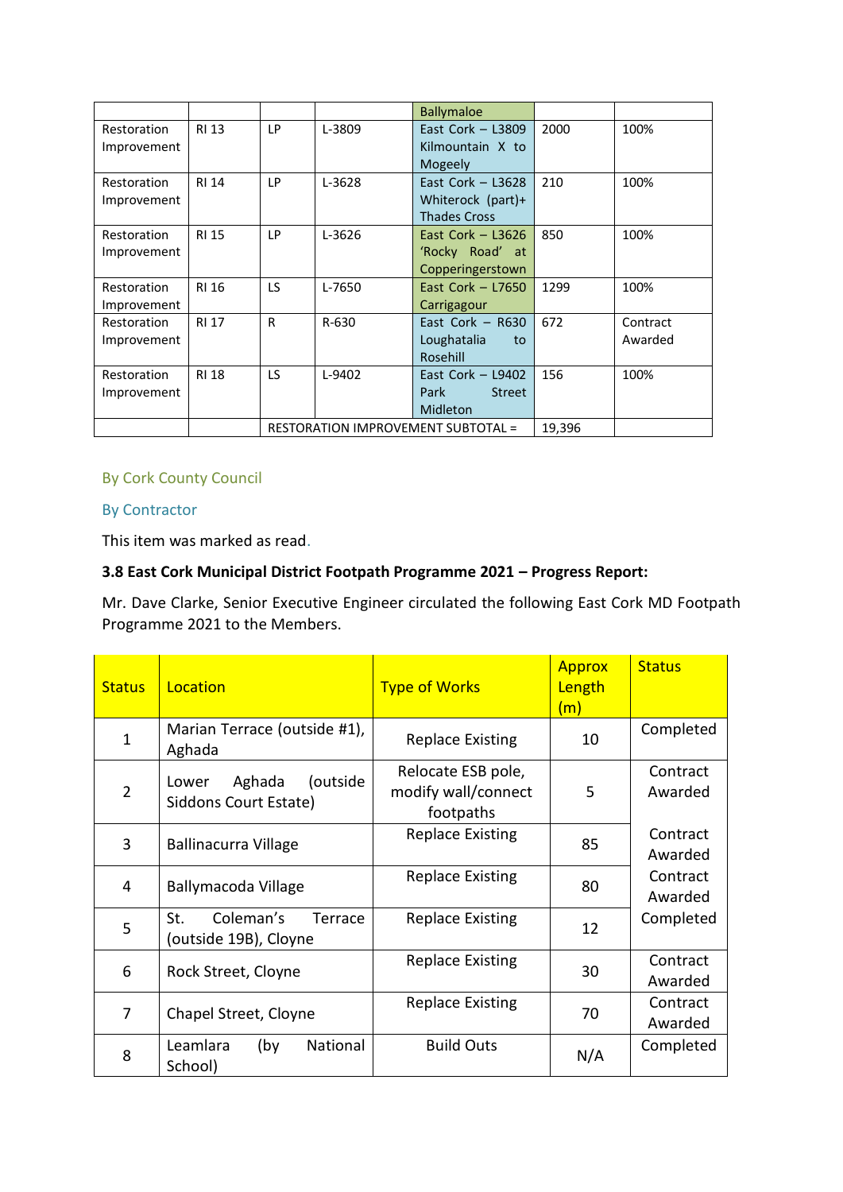| | | | | Ballymaloe | | |
|---|---|---|---|---|---|---|
| Restoration Improvement | RI 13 | LP | L-3809 | East Cork – L3809 Kilmountain X to Mogeely | 2000 | 100% |
| Restoration Improvement | RI 14 | LP | L-3628 | East Cork – L3628 Whiterock (part)+ Thades Cross | 210 | 100% |
| Restoration Improvement | RI 15 | LP | L-3626 | East Cork – L3626 'Rocky Road' at Copperingerstown | 850 | 100% |
| Restoration Improvement | RI 16 | LS | L-7650 | East Cork – L7650 Carrigagour | 1299 | 100% |
| Restoration Improvement | RI 17 | R | R-630 | East Cork – R630 Loughatalia to Rosehill | 672 | Contract Awarded |
| Restoration Improvement | RI 18 | LS | L-9402 | East Cork – L9402 Park Street Midleton | 156 | 100% |
| | | RESTORATION IMPROVEMENT SUBTOTAL = | | | 19,396 | |

By Cork County Council

By Contractor

This item was marked as read.

**3.8 East Cork Municipal District Footpath Programme 2021 – Progress Report:**

Mr. Dave Clarke, Senior Executive Engineer circulated the following East Cork MD Footpath Programme 2021 to the Members.

| Status | Location | Type of Works | Approx Length (m) | Status |
|---|---|---|---|---|
| 1 | Marian Terrace (outside #1), Aghada | Replace Existing | 10 | Completed |
| 2 | Lower Aghada (outside Siddons Court Estate) | Relocate ESB pole, modify wall/connect footpaths | 5 | Contract Awarded |
| 3 | Ballinacurra Village | Replace Existing | 85 | Contract Awarded |
| 4 | Ballymacoda Village | Replace Existing | 80 | Contract Awarded |
| 5 | St. Coleman's Terrace (outside 19B), Cloyne | Replace Existing | 12 | Completed |
| 6 | Rock Street, Cloyne | Replace Existing | 30 | Contract Awarded |
| 7 | Chapel Street, Cloyne | Replace Existing | 70 | Contract Awarded |
| 8 | Leamlara (by National School) | Build Outs | N/A | Completed |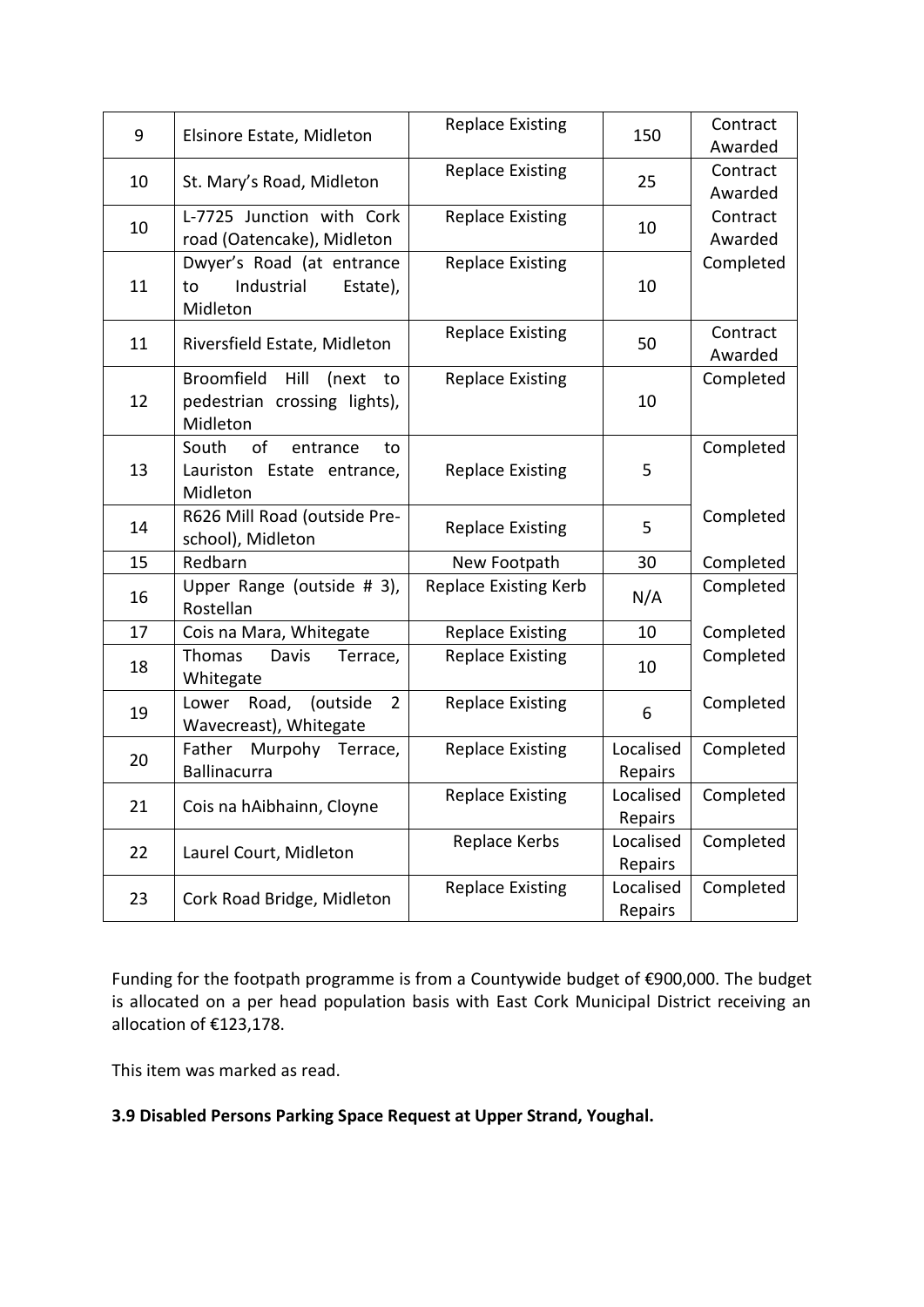| 9 | Elsinore Estate, Midleton | Replace Existing | 150 | Contract Awarded |
|---|---|---|---|---|
| 10 | St. Mary's Road, Midleton | Replace Existing | 25 | Contract Awarded |
| 10 | L-7725 Junction with Cork road (Oatencake), Midleton | Replace Existing | 10 | Contract Awarded |
| 11 | Dwyer's Road (at entrance to Industrial Estate), Midleton | Replace Existing | 10 | Completed |
| 11 | Riversfield Estate, Midleton | Replace Existing | 50 | Contract Awarded |
| 12 | Broomfield Hill (next to pedestrian crossing lights), Midleton | Replace Existing | 10 | Completed |
| 13 | South of entrance to Lauriston Estate entrance, Midleton | Replace Existing | 5 | Completed |
| 14 | R626 Mill Road (outside Pre-school), Midleton | Replace Existing | 5 | Completed |
| 15 | Redbarn | New Footpath | 30 | Completed |
| 16 | Upper Range (outside # 3), Rostellan | Replace Existing Kerb | N/A | Completed |
| 17 | Cois na Mara, Whitegate | Replace Existing | 10 | Completed |
| 18 | Thomas Davis Terrace, Whitegate | Replace Existing | 10 | Completed |
| 19 | Lower Road, (outside 2 Wavecreast), Whitegate | Replace Existing | 6 | Completed |
| 20 | Father Murpohy Terrace, Ballinacurra | Replace Existing | Localised Repairs | Completed |
| 21 | Cois na hAibhainn, Cloyne | Replace Existing | Localised Repairs | Completed |
| 22 | Laurel Court, Midleton | Replace Kerbs | Localised Repairs | Completed |
| 23 | Cork Road Bridge, Midleton | Replace Existing | Localised Repairs | Completed |

Funding for the footpath programme is from a Countywide budget of €900,000. The budget is allocated on a per head population basis with East Cork Municipal District receiving an allocation of €123,178.

This item was marked as read.

**3.9 Disabled Persons Parking Space Request at Upper Strand, Youghal.**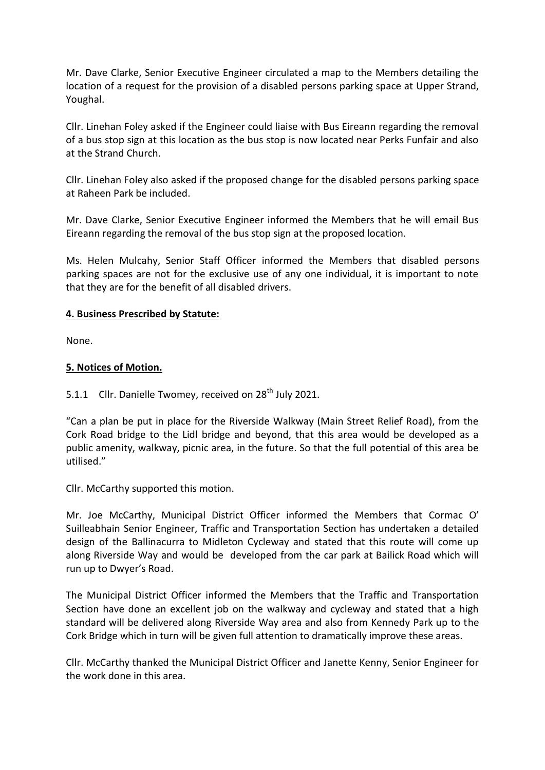Mr. Dave Clarke, Senior Executive Engineer circulated a map to the Members detailing the location of a request for the provision of a disabled persons parking space at Upper Strand, Youghal.

Cllr. Linehan Foley asked if the Engineer could liaise with Bus Eireann regarding the removal of a bus stop sign at this location as the bus stop is now located near Perks Funfair and also at the Strand Church.

Cllr. Linehan Foley also asked if the proposed change for the disabled persons parking space at Raheen Park be included.

Mr. Dave Clarke, Senior Executive Engineer informed the Members that he will email Bus Eireann regarding the removal of the bus stop sign at the proposed location.

Ms. Helen Mulcahy, Senior Staff Officer informed the Members that disabled persons parking spaces are not for the exclusive use of any one individual, it is important to note that they are for the benefit of all disabled drivers.

**4. Business Prescribed by Statute:**

None.

**5. Notices of Motion.**

5.1.1 Cllr. Danielle Twomey, received on 28th July 2021.

"Can a plan be put in place for the Riverside Walkway (Main Street Relief Road), from the Cork Road bridge to the Lidl bridge and beyond, that this area would be developed as a public amenity, walkway, picnic area, in the future. So that the full potential of this area be utilised."

Cllr. McCarthy supported this motion.

Mr. Joe McCarthy, Municipal District Officer informed the Members that Cormac O' Suilleabhain Senior Engineer, Traffic and Transportation Section has undertaken a detailed design of the Ballinacurra to Midleton Cycleway and stated that this route will come up along Riverside Way and would be developed from the car park at Bailick Road which will run up to Dwyer's Road.

The Municipal District Officer informed the Members that the Traffic and Transportation Section have done an excellent job on the walkway and cycleway and stated that a high standard will be delivered along Riverside Way area and also from Kennedy Park up to the Cork Bridge which in turn will be given full attention to dramatically improve these areas.

Cllr. McCarthy thanked the Municipal District Officer and Janette Kenny, Senior Engineer for the work done in this area.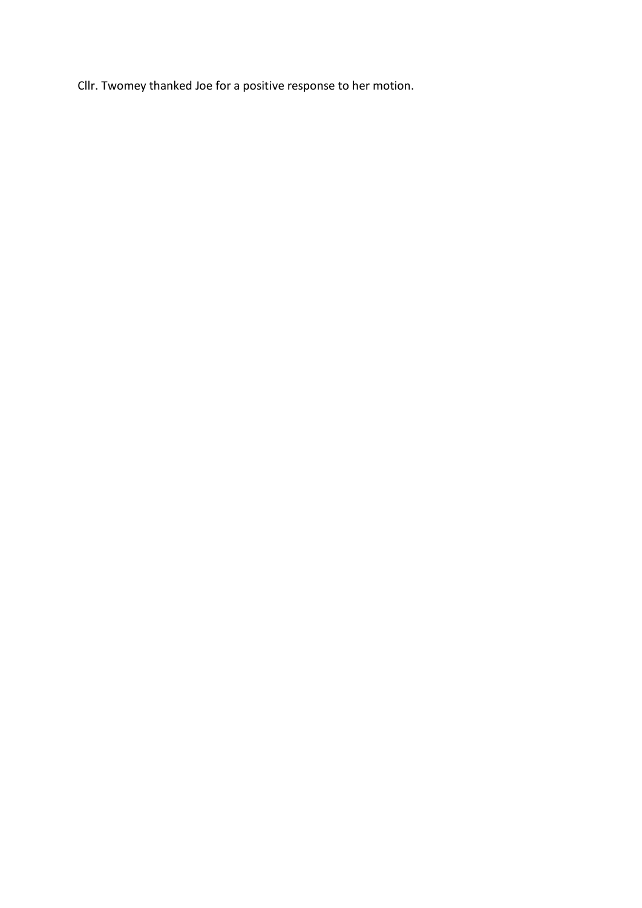Cllr. Twomey thanked Joe for a positive response to her motion.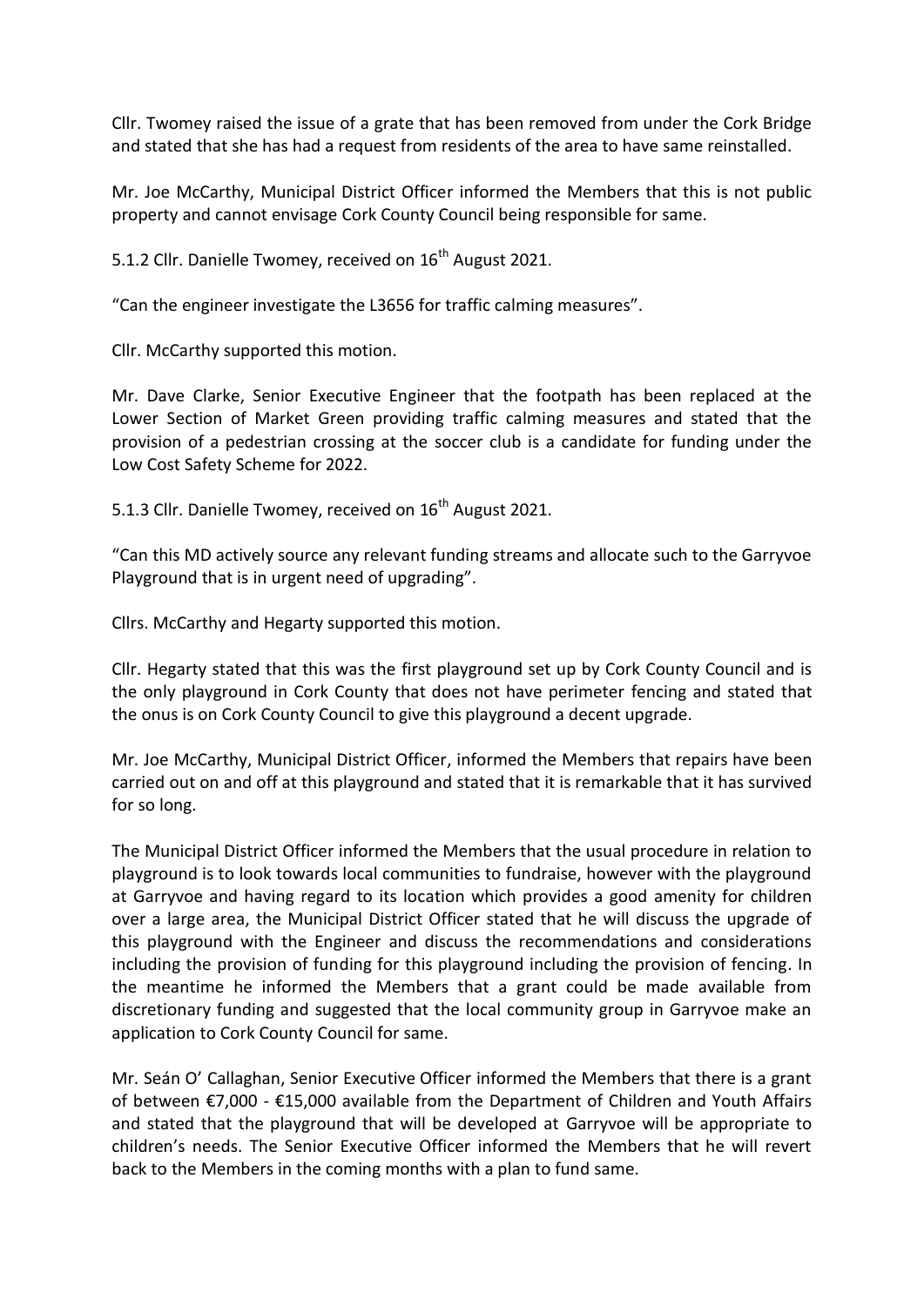Cllr. Twomey raised the issue of a grate that has been removed from under the Cork Bridge and stated that she has had a request from residents of the area to have same reinstalled.

Mr. Joe McCarthy, Municipal District Officer informed the Members that this is not public property and cannot envisage Cork County Council being responsible for same.

5.1.2 Cllr. Danielle Twomey, received on 16th August 2021.

"Can the engineer investigate the L3656 for traffic calming measures".

Cllr. McCarthy supported this motion.

Mr. Dave Clarke, Senior Executive Engineer that the footpath has been replaced at the Lower Section of Market Green providing traffic calming measures and stated that the provision of a pedestrian crossing at the soccer club is a candidate for funding under the Low Cost Safety Scheme for 2022.

5.1.3 Cllr. Danielle Twomey, received on 16th August 2021.

"Can this MD actively source any relevant funding streams and allocate such to the Garryvoe Playground that is in urgent need of upgrading".

Cllrs. McCarthy and Hegarty supported this motion.

Cllr. Hegarty stated that this was the first playground set up by Cork County Council and is the only playground in Cork County that does not have perimeter fencing and stated that the onus is on Cork County Council to give this playground a decent upgrade.

Mr. Joe McCarthy, Municipal District Officer, informed the Members that repairs have been carried out on and off at this playground and stated that it is remarkable that it has survived for so long.

The Municipal District Officer informed the Members that the usual procedure in relation to playground is to look towards local communities to fundraise, however with the playground at Garryvoe and having regard to its location which provides a good amenity for children over a large area, the Municipal District Officer stated that he will discuss the upgrade of this playground with the Engineer and discuss the recommendations and considerations including the provision of funding for this playground including the provision of fencing. In the meantime he informed the Members that a grant could be made available from discretionary funding and suggested that the local community group in Garryvoe make an application to Cork County Council for same.

Mr. Seán O' Callaghan, Senior Executive Officer informed the Members that there is a grant of between €7,000 - €15,000 available from the Department of Children and Youth Affairs and stated that the playground that will be developed at Garryvoe will be appropriate to children's needs. The Senior Executive Officer informed the Members that he will revert back to the Members in the coming months with a plan to fund same.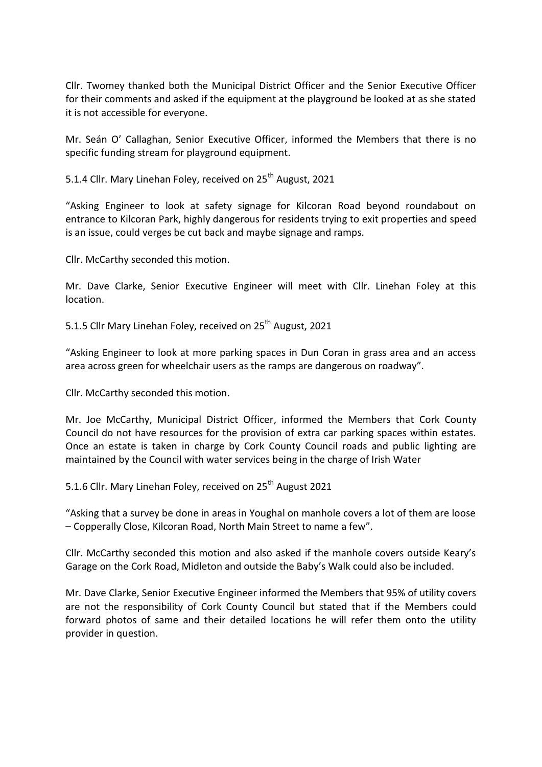Cllr. Twomey thanked both the Municipal District Officer and the Senior Executive Officer for their comments and asked if the equipment at the playground be looked at as she stated it is not accessible for everyone.

Mr. Seán O' Callaghan, Senior Executive Officer, informed the Members that there is no specific funding stream for playground equipment.

5.1.4 Cllr. Mary Linehan Foley, received on 25th August, 2021

"Asking Engineer to look at safety signage for Kilcoran Road beyond roundabout on entrance to Kilcoran Park, highly dangerous for residents trying to exit properties and speed is an issue, could verges be cut back and maybe signage and ramps.

Cllr. McCarthy seconded this motion.

Mr. Dave Clarke, Senior Executive Engineer will meet with Cllr. Linehan Foley at this location.

5.1.5 Cllr Mary Linehan Foley, received on 25th August, 2021

"Asking Engineer to look at more parking spaces in Dun Coran in grass area and an access area across green for wheelchair users as the ramps are dangerous on roadway".

Cllr. McCarthy seconded this motion.

Mr. Joe McCarthy, Municipal District Officer, informed the Members that Cork County Council do not have resources for the provision of extra car parking spaces within estates. Once an estate is taken in charge by Cork County Council roads and public lighting are maintained by the Council with water services being in the charge of Irish Water

5.1.6 Cllr. Mary Linehan Foley, received on 25th August 2021

"Asking that a survey be done in areas in Youghal on manhole covers a lot of them are loose – Copperally Close, Kilcoran Road, North Main Street to name a few".

Cllr. McCarthy seconded this motion and also asked if the manhole covers outside Keary's Garage on the Cork Road, Midleton and outside the Baby's Walk could also be included.

Mr. Dave Clarke, Senior Executive Engineer informed the Members that 95% of utility covers are not the responsibility of Cork County Council but stated that if the Members could forward photos of same and their detailed locations he will refer them onto the utility provider in question.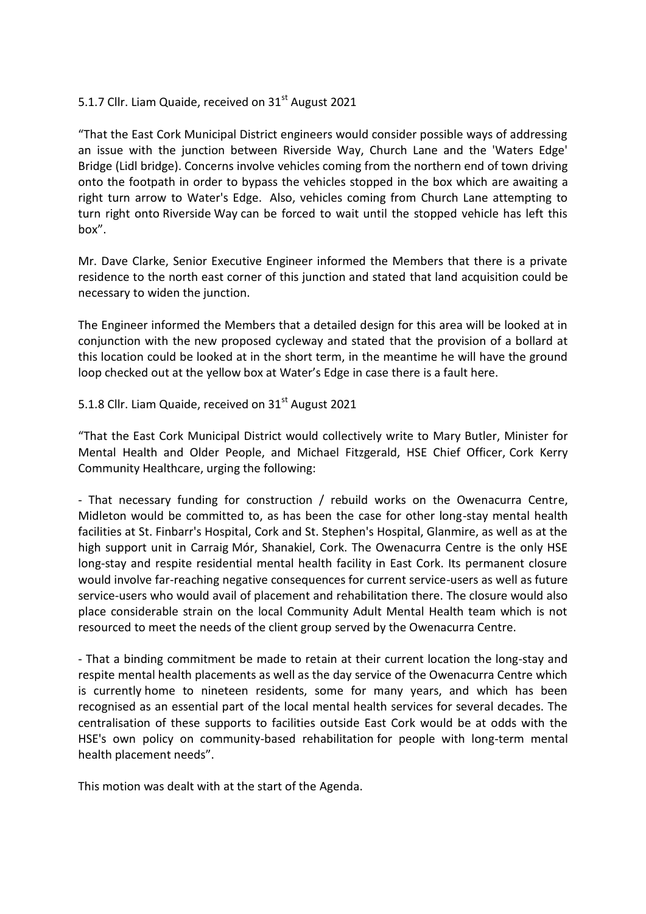5.1.7 Cllr. Liam Quaide, received on 31st August 2021

"That the East Cork Municipal District engineers would consider possible ways of addressing an issue with the junction between Riverside Way, Church Lane and the 'Waters Edge' Bridge (Lidl bridge). Concerns involve vehicles coming from the northern end of town driving onto the footpath in order to bypass the vehicles stopped in the box which are awaiting a right turn arrow to Water's Edge. Also, vehicles coming from Church Lane attempting to turn right onto Riverside Way can be forced to wait until the stopped vehicle has left this box".

Mr. Dave Clarke, Senior Executive Engineer informed the Members that there is a private residence to the north east corner of this junction and stated that land acquisition could be necessary to widen the junction.

The Engineer informed the Members that a detailed design for this area will be looked at in conjunction with the new proposed cycleway and stated that the provision of a bollard at this location could be looked at in the short term, in the meantime he will have the ground loop checked out at the yellow box at Water's Edge in case there is a fault here.

5.1.8 Cllr. Liam Quaide, received on 31st August 2021

"That the East Cork Municipal District would collectively write to Mary Butler, Minister for Mental Health and Older People, and Michael Fitzgerald, HSE Chief Officer, Cork Kerry Community Healthcare, urging the following:

- That necessary funding for construction / rebuild works on the Owenacurra Centre, Midleton would be committed to, as has been the case for other long-stay mental health facilities at St. Finbarr's Hospital, Cork and St. Stephen's Hospital, Glanmire, as well as at the high support unit in Carraig Mór, Shanakiel, Cork. The Owenacurra Centre is the only HSE long-stay and respite residential mental health facility in East Cork. Its permanent closure would involve far-reaching negative consequences for current service-users as well as future service-users who would avail of placement and rehabilitation there. The closure would also place considerable strain on the local Community Adult Mental Health team which is not resourced to meet the needs of the client group served by the Owenacurra Centre.

- That a binding commitment be made to retain at their current location the long-stay and respite mental health placements as well as the day service of the Owenacurra Centre which is currently home to nineteen residents, some for many years, and which has been recognised as an essential part of the local mental health services for several decades. The centralisation of these supports to facilities outside East Cork would be at odds with the HSE's own policy on community-based rehabilitation for people with long-term mental health placement needs".

This motion was dealt with at the start of the Agenda.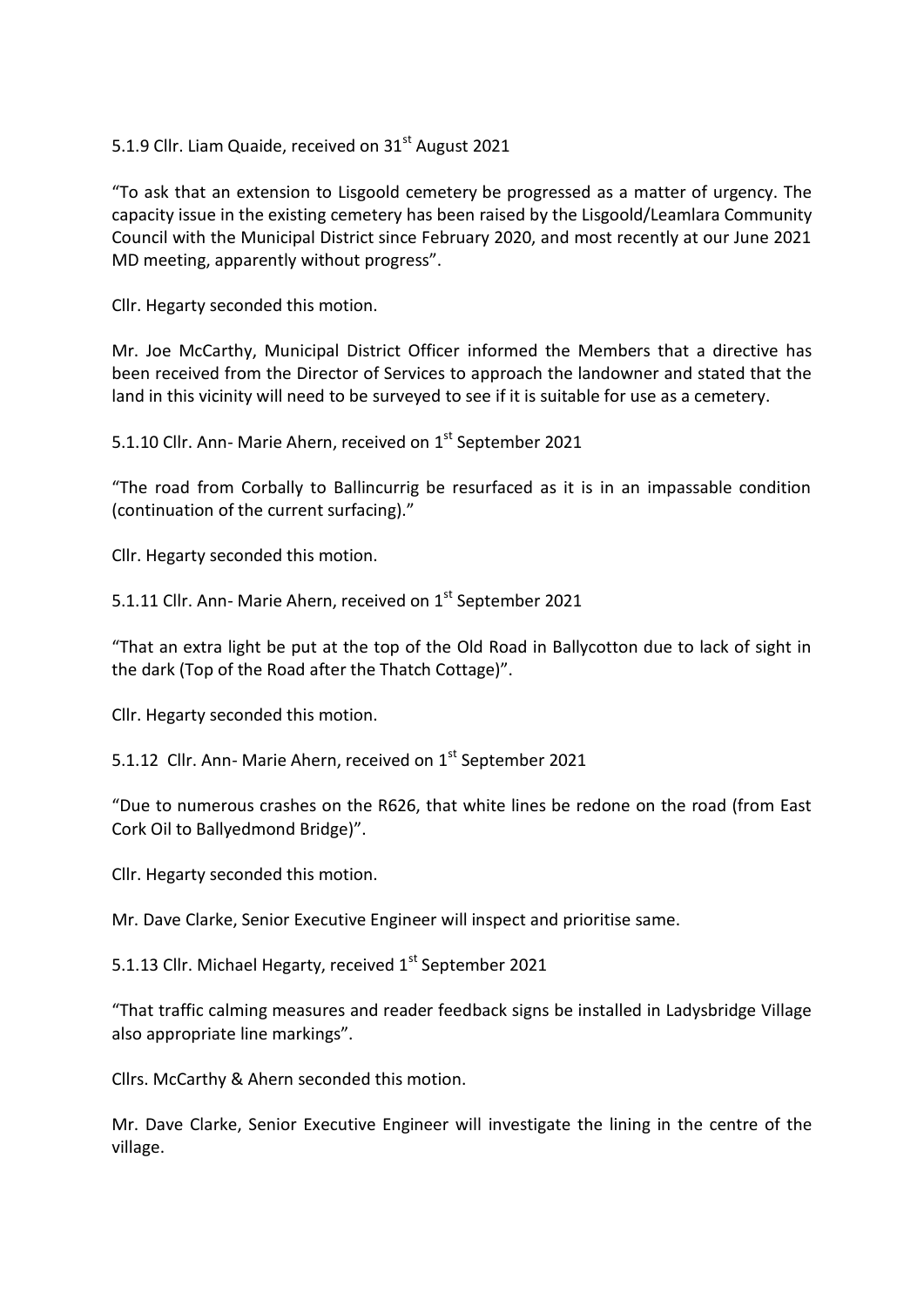5.1.9 Cllr. Liam Quaide, received on 31st August 2021

"To ask that an extension to Lisgoold cemetery be progressed as a matter of urgency. The capacity issue in the existing cemetery has been raised by the Lisgoold/Leamlara Community Council with the Municipal District since February 2020, and most recently at our June 2021 MD meeting, apparently without progress".

Cllr. Hegarty seconded this motion.

Mr. Joe McCarthy, Municipal District Officer informed the Members that a directive has been received from the Director of Services to approach the landowner and stated that the land in this vicinity will need to be surveyed to see if it is suitable for use as a cemetery.

5.1.10 Cllr. Ann- Marie Ahern, received on 1st September 2021

"The road from Corbally to Ballincurrig be resurfaced as it is in an impassable condition (continuation of the current surfacing)."

Cllr. Hegarty seconded this motion.

5.1.11 Cllr. Ann- Marie Ahern, received on 1st September 2021

"That an extra light be put at the top of the Old Road in Ballycotton due to lack of sight in the dark (Top of the Road after the Thatch Cottage)".

Cllr. Hegarty seconded this motion.

5.1.12 Cllr. Ann- Marie Ahern, received on 1st September 2021

"Due to numerous crashes on the R626, that white lines be redone on the road (from East Cork Oil to Ballyedmond Bridge)".

Cllr. Hegarty seconded this motion.

Mr. Dave Clarke, Senior Executive Engineer will inspect and prioritise same.

5.1.13 Cllr. Michael Hegarty, received 1st September 2021

"That traffic calming measures and reader feedback signs be installed in Ladysbridge Village also appropriate line markings".

Cllrs. McCarthy & Ahern seconded this motion.

Mr. Dave Clarke, Senior Executive Engineer will investigate the lining in the centre of the village.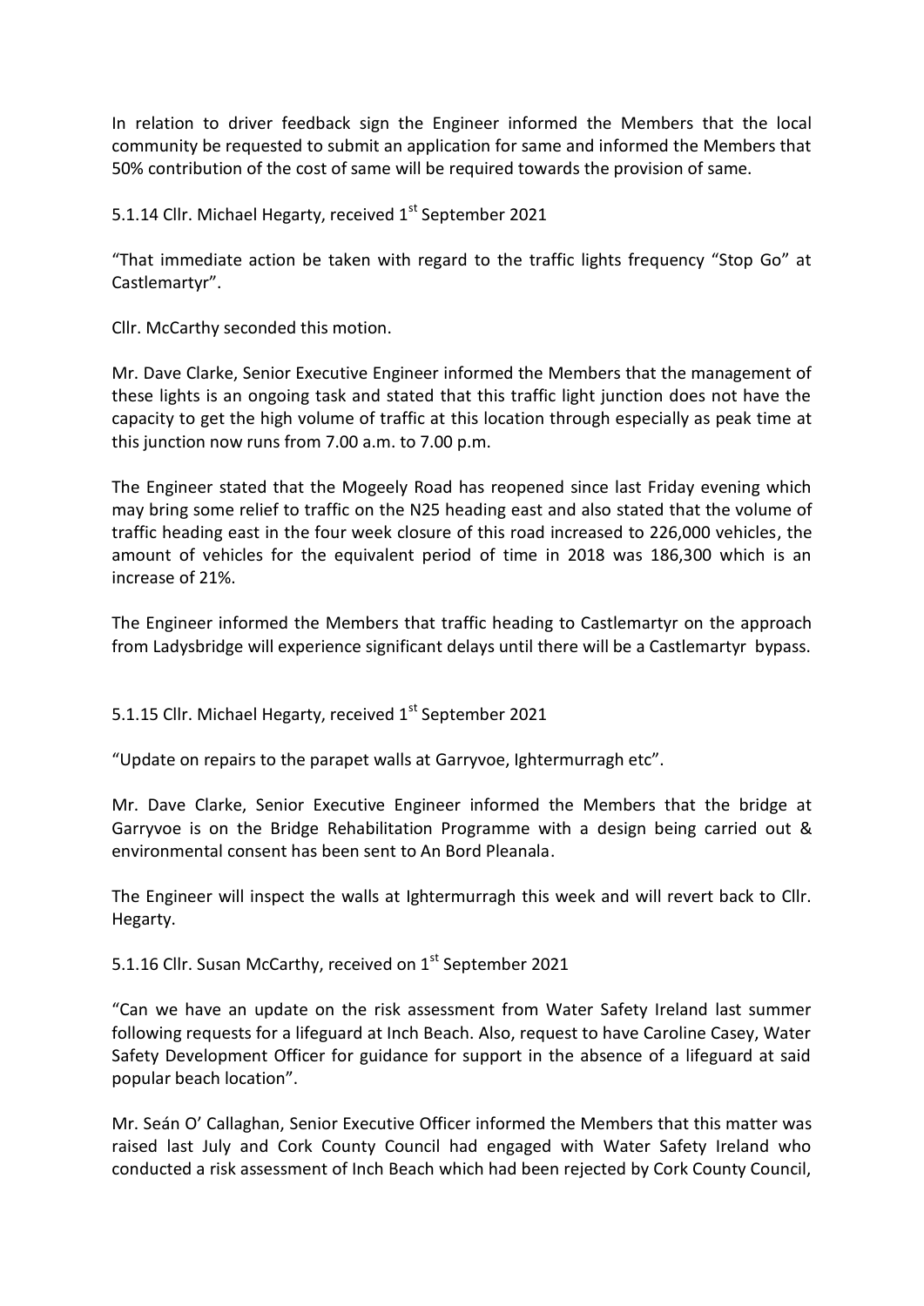In relation to driver feedback sign the Engineer informed the Members that the local community be requested to submit an application for same and informed the Members that 50% contribution of the cost of same will be required towards the provision of same.

5.1.14 Cllr. Michael Hegarty, received 1st September 2021

"That immediate action be taken with regard to the traffic lights frequency "Stop Go" at Castlemartyr".

Cllr. McCarthy seconded this motion.

Mr. Dave Clarke, Senior Executive Engineer informed the Members that the management of these lights is an ongoing task and stated that this traffic light junction does not have the capacity to get the high volume of traffic at this location through especially as peak time at this junction now runs from 7.00 a.m. to 7.00 p.m.

The Engineer stated that the Mogeely Road has reopened since last Friday evening which may bring some relief to traffic on the N25 heading east and also stated that the volume of traffic heading east in the four week closure of this road increased to 226,000 vehicles, the amount of vehicles for the equivalent period of time in 2018 was 186,300 which is an increase of 21%.

The Engineer informed the Members that traffic heading to Castlemartyr on the approach from Ladysbridge will experience significant delays until there will be a Castlemartyr bypass.

5.1.15 Cllr. Michael Hegarty, received 1st September 2021

"Update on repairs to the parapet walls at Garryvoe, Ightermurragh etc".

Mr. Dave Clarke, Senior Executive Engineer informed the Members that the bridge at Garryvoe is on the Bridge Rehabilitation Programme with a design being carried out & environmental consent has been sent to An Bord Pleanala.

The Engineer will inspect the walls at Ightermurragh this week and will revert back to Cllr. Hegarty.

5.1.16 Cllr. Susan McCarthy, received on 1st September 2021

"Can we have an update on the risk assessment from Water Safety Ireland last summer following requests for a lifeguard at Inch Beach. Also, request to have Caroline Casey, Water Safety Development Officer for guidance for support in the absence of a lifeguard at said popular beach location".

Mr. Seán O' Callaghan, Senior Executive Officer informed the Members that this matter was raised last July and Cork County Council had engaged with Water Safety Ireland who conducted a risk assessment of Inch Beach which had been rejected by Cork County Council,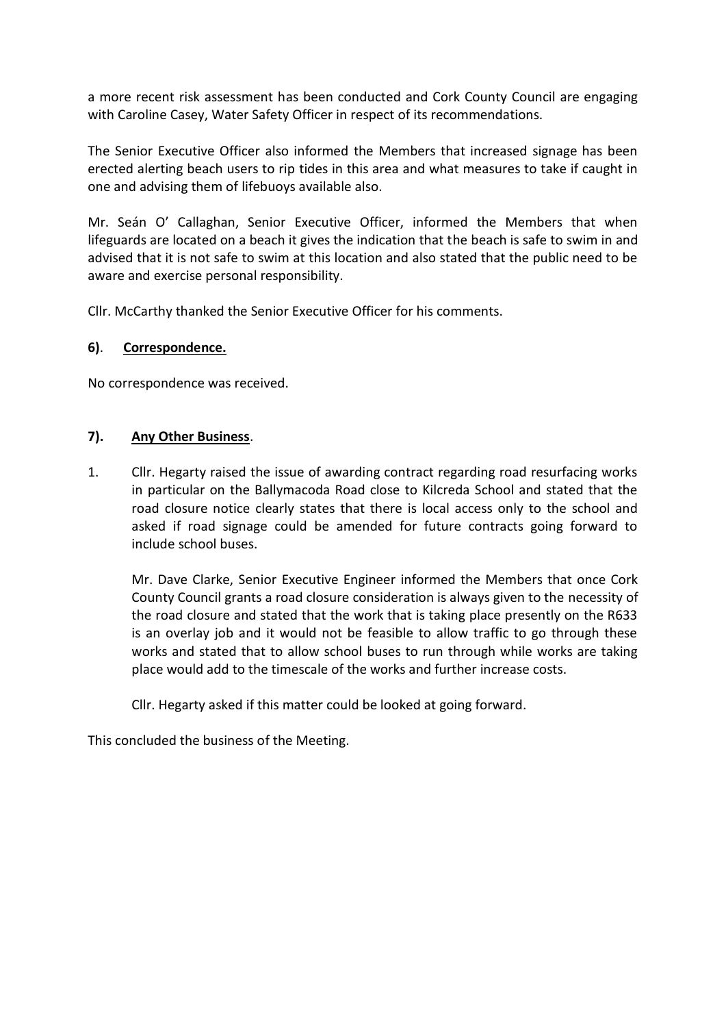a more recent risk assessment has been conducted and Cork County Council are engaging with Caroline Casey, Water Safety Officer in respect of its recommendations.

The Senior Executive Officer also informed the Members that increased signage has been erected alerting beach users to rip tides in this area and what measures to take if caught in one and advising them of lifebuoys available also.

Mr. Seán O' Callaghan, Senior Executive Officer, informed the Members that when lifeguards are located on a beach it gives the indication that the beach is safe to swim in and advised that it is not safe to swim at this location and also stated that the public need to be aware and exercise personal responsibility.

Cllr. McCarthy thanked the Senior Executive Officer for his comments.

**6)**. **Correspondence.**

No correspondence was received.

**7). Any Other Business**.

1. Cllr. Hegarty raised the issue of awarding contract regarding road resurfacing works in particular on the Ballymacoda Road close to Kilcreda School and stated that the road closure notice clearly states that there is local access only to the school and asked if road signage could be amended for future contracts going forward to include school buses.

   Mr. Dave Clarke, Senior Executive Engineer informed the Members that once Cork County Council grants a road closure consideration is always given to the necessity of the road closure and stated that the work that is taking place presently on the R633 is an overlay job and it would not be feasible to allow traffic to go through these works and stated that to allow school buses to run through while works are taking place would add to the timescale of the works and further increase costs.

   Cllr. Hegarty asked if this matter could be looked at going forward.

This concluded the business of the Meeting.